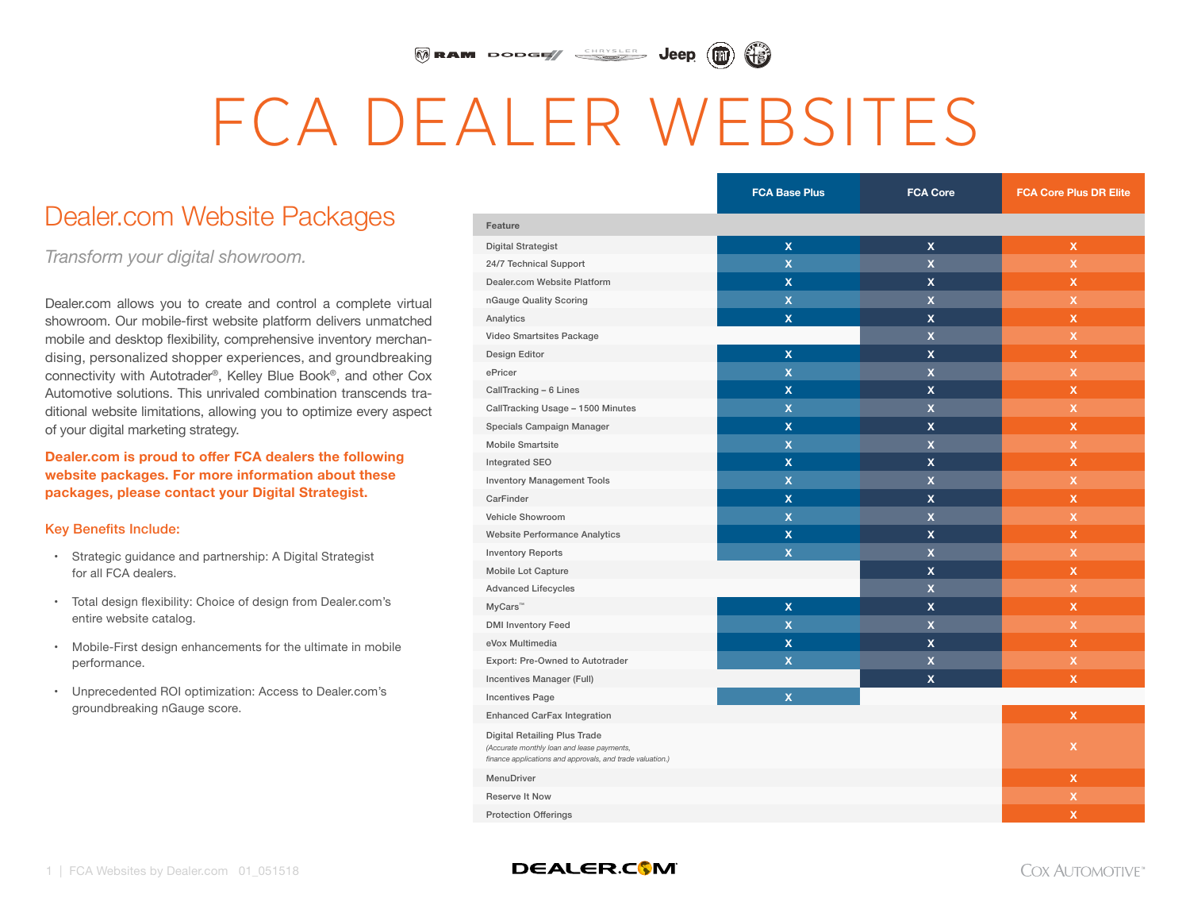# FCA DEALER WEBSITES

## Dealer.com Website Packages

*Transform your digital showroom.*

Dealer.com allows you to create and control a complete virtual showroom. Our mobile-first website platform delivers unmatched mobile and desktop flexibility, comprehensive inventory merchandising, personalized shopper experiences, and groundbreaking connectivity with Autotrader®, Kelley Blue Book®, and other Cox Automotive solutions. This unrivaled combination transcends traditional website limitations, allowing you to optimize every aspect of your digital marketing strategy.

**Dealer.com is proud to offer FCA dealers the following website packages. For more information about these packages, please contact your Digital Strategist.**

### Key Benefits Include:

- Strategic guidance and partnership: A Digital Strategist for all FCA dealers.
- Total design flexibility: Choice of design from Dealer.com's entire website catalog.
- Mobile-First design enhancements for the ultimate in mobile performance.
- Unprecedented ROI optimization: Access to Dealer.com's groundbreaking nGauge score.

| Feature | FCA Base Plus | FCA Core | FCA Core Plus DR Elite |
|---|---|---|---|
| Digital Strategist | X | X | X |
| 24/7 Technical Support | X | X | X |
| Dealer.com Website Platform | X | X | X |
| nGauge Quality Scoring | X | X | X |
| Analytics | X | X | X |
| Video Smartsites Package | | X | X |
| Design Editor | X | X | X |
| ePricer | X | X | X |
| CallTracking – 6 Lines | X | X | X |
| CallTracking Usage – 1500 Minutes | X | X | X |
| Specials Campaign Manager | X | X | X |
| Mobile Smartsite | X | X | X |
| Integrated SEO | X | X | X |
| Inventory Management Tools | X | X | X |
| CarFinder | X | X | X |
| Vehicle Showroom | X | X | X |
| Website Performance Analytics | X | X | X |
| Inventory Reports | X | X | X |
| Mobile Lot Capture | | X | X |
| Advanced Lifecycles | | X | X |
| MyCars™ | X | X | X |
| DMI Inventory Feed | X | X | X |
| eVox Multimedia | X | X | X |
| Export: Pre-Owned to Autotrader | X | X | X |
| Incentives Manager (Full) | | X | X |
| Incentives Page | X | | |
| Enhanced CarFax Integration | | | X |
| Digital Retailing Plus Trade *(Accurate monthly loan and lease payments, finance applications and approvals, and trade valuation.)* | | | X |
| MenuDriver | | | X |
| Reserve It Now | | | X |
| Protection Offerings | | | X |

DEALER.COM

COX AUTOMOTIVE™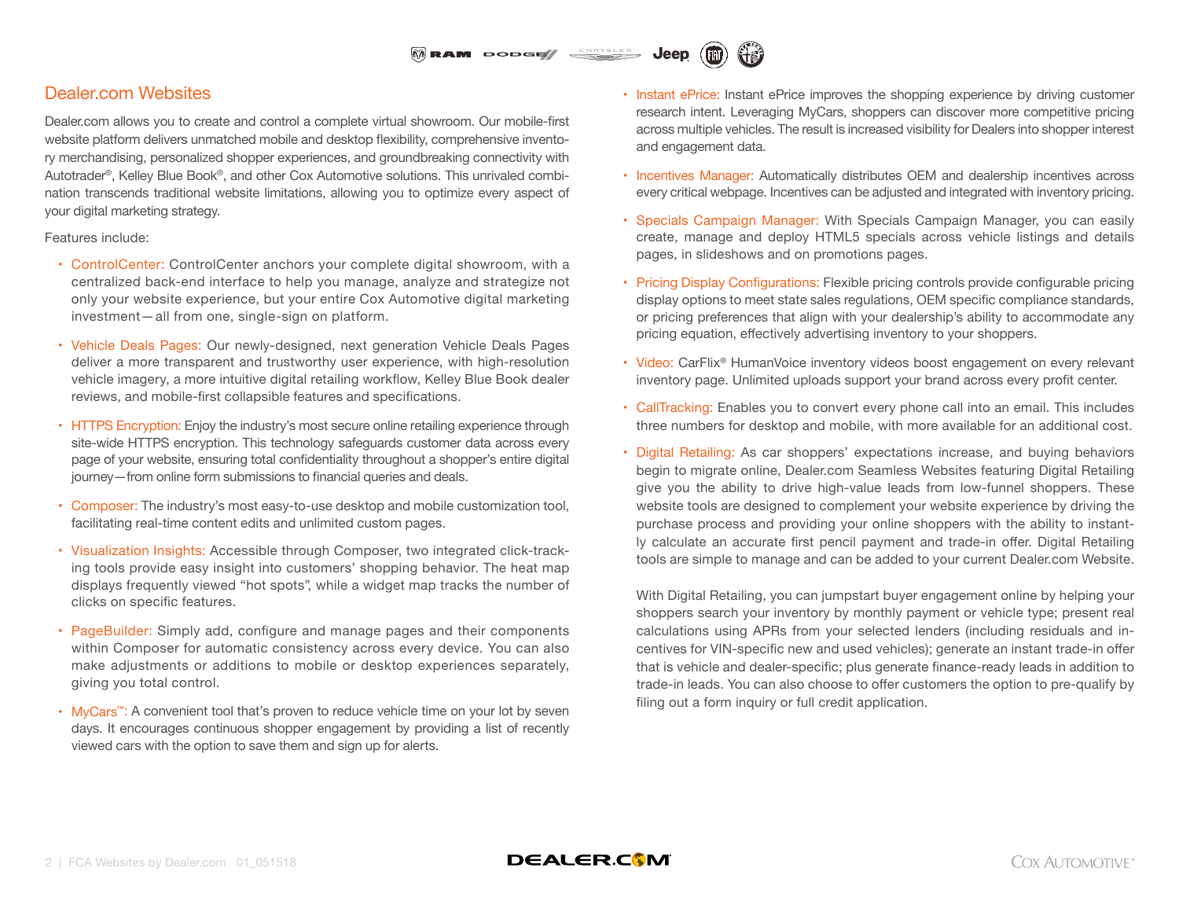## Dealer.com Websites

Dealer.com allows you to create and control a complete virtual showroom. Our mobile-first website platform delivers unmatched mobile and desktop flexibility, comprehensive inventory merchandising, personalized shopper experiences, and groundbreaking connectivity with Autotrader®, Kelley Blue Book®, and other Cox Automotive solutions. This unrivaled combination transcends traditional website limitations, allowing you to optimize every aspect of your digital marketing strategy.

Features include:

- ControlCenter: ControlCenter anchors your complete digital showroom, with a centralized back-end interface to help you manage, analyze and strategize not only your website experience, but your entire Cox Automotive digital marketing investment—all from one, single-sign on platform.
- Vehicle Deals Pages: Our newly-designed, next generation Vehicle Deals Pages deliver a more transparent and trustworthy user experience, with high-resolution vehicle imagery, a more intuitive digital retailing workflow, Kelley Blue Book dealer reviews, and mobile-first collapsible features and specifications.
- HTTPS Encryption: Enjoy the industry's most secure online retailing experience through site-wide HTTPS encryption. This technology safeguards customer data across every page of your website, ensuring total confidentiality throughout a shopper's entire digital journey—from online form submissions to financial queries and deals.
- Composer: The industry's most easy-to-use desktop and mobile customization tool, facilitating real-time content edits and unlimited custom pages.
- Visualization Insights: Accessible through Composer, two integrated click-tracking tools provide easy insight into customers' shopping behavior. The heat map displays frequently viewed "hot spots", while a widget map tracks the number of clicks on specific features.
- PageBuilder: Simply add, configure and manage pages and their components within Composer for automatic consistency across every device. You can also make adjustments or additions to mobile or desktop experiences separately, giving you total control.
- MyCars™: A convenient tool that's proven to reduce vehicle time on your lot by seven days. It encourages continuous shopper engagement by providing a list of recently viewed cars with the option to save them and sign up for alerts.
- Instant ePrice: Instant ePrice improves the shopping experience by driving customer research intent. Leveraging MyCars, shoppers can discover more competitive pricing across multiple vehicles. The result is increased visibility for Dealers into shopper interest and engagement data.
- Incentives Manager: Automatically distributes OEM and dealership incentives across every critical webpage. Incentives can be adjusted and integrated with inventory pricing.
- Specials Campaign Manager: With Specials Campaign Manager, you can easily create, manage and deploy HTML5 specials across vehicle listings and details pages, in slideshows and on promotions pages.
- Pricing Display Configurations: Flexible pricing controls provide configurable pricing display options to meet state sales regulations, OEM specific compliance standards, or pricing preferences that align with your dealership's ability to accommodate any pricing equation, effectively advertising inventory to your shoppers.
- Video: CarFlix® HumanVoice inventory videos boost engagement on every relevant inventory page. Unlimited uploads support your brand across every profit center.
- CallTracking: Enables you to convert every phone call into an email. This includes three numbers for desktop and mobile, with more available for an additional cost.
- Digital Retailing: As car shoppers' expectations increase, and buying behaviors begin to migrate online, Dealer.com Seamless Websites featuring Digital Retailing give you the ability to drive high-value leads from low-funnel shoppers. These website tools are designed to complement your website experience by driving the purchase process and providing your online shoppers with the ability to instantly calculate an accurate first pencil payment and trade-in offer. Digital Retailing tools are simple to manage and can be added to your current Dealer.com Website.

  With Digital Retailing, you can jumpstart buyer engagement online by helping your shoppers search your inventory by monthly payment or vehicle type; present real calculations using APRs from your selected lenders (including residuals and incentives for VIN-specific new and used vehicles); generate an instant trade-in offer that is vehicle and dealer-specific; plus generate finance-ready leads in addition to trade-in leads. You can also choose to offer customers the option to pre-qualify by filing out a form inquiry or full credit application.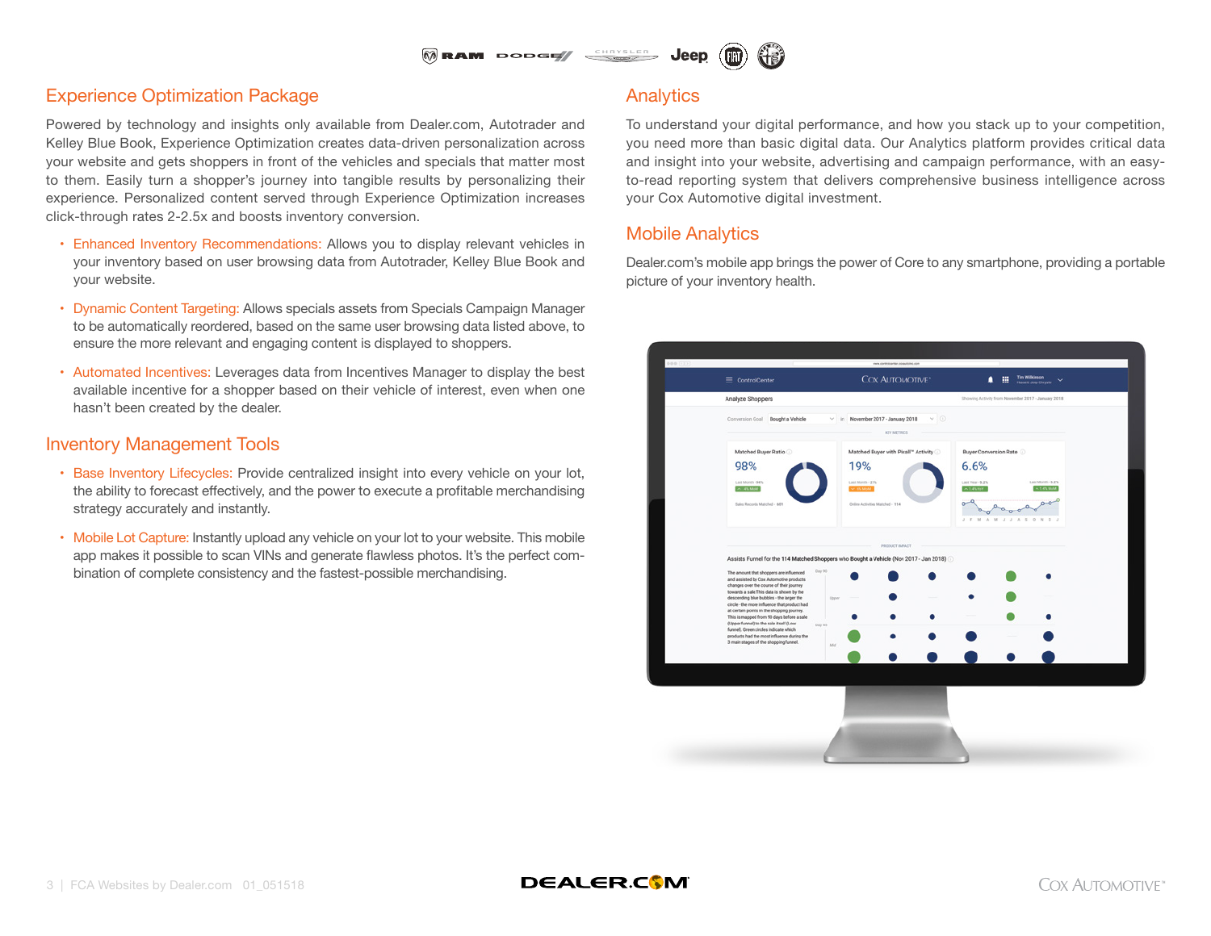## Experience Optimization Package

Powered by technology and insights only available from Dealer.com, Autotrader and Kelley Blue Book, Experience Optimization creates data-driven personalization across your website and gets shoppers in front of the vehicles and specials that matter most to them. Easily turn a shopper's journey into tangible results by personalizing their experience. Personalized content served through Experience Optimization increases click-through rates 2-2.5x and boosts inventory conversion.

- Enhanced Inventory Recommendations: Allows you to display relevant vehicles in your inventory based on user browsing data from Autotrader, Kelley Blue Book and your website.
- Dynamic Content Targeting: Allows specials assets from Specials Campaign Manager to be automatically reordered, based on the same user browsing data listed above, to ensure the more relevant and engaging content is displayed to shoppers.
- Automated Incentives: Leverages data from Incentives Manager to display the best available incentive for a shopper based on their vehicle of interest, even when one hasn't been created by the dealer.

## Inventory Management Tools

- Base Inventory Lifecycles: Provide centralized insight into every vehicle on your lot, the ability to forecast effectively, and the power to execute a profitable merchandising strategy accurately and instantly.
- Mobile Lot Capture: Instantly upload any vehicle on your lot to your website. This mobile app makes it possible to scan VINs and generate flawless photos. It's the perfect combination of complete consistency and the fastest-possible merchandising.

## Analytics

To understand your digital performance, and how you stack up to your competition, you need more than basic digital data. Our Analytics platform provides critical data and insight into your website, advertising and campaign performance, with an easy-to-read reporting system that delivers comprehensive business intelligence across your Cox Automotive digital investment.

## Mobile Analytics

Dealer.com's mobile app brings the power of Core to any smartphone, providing a portable picture of your inventory health.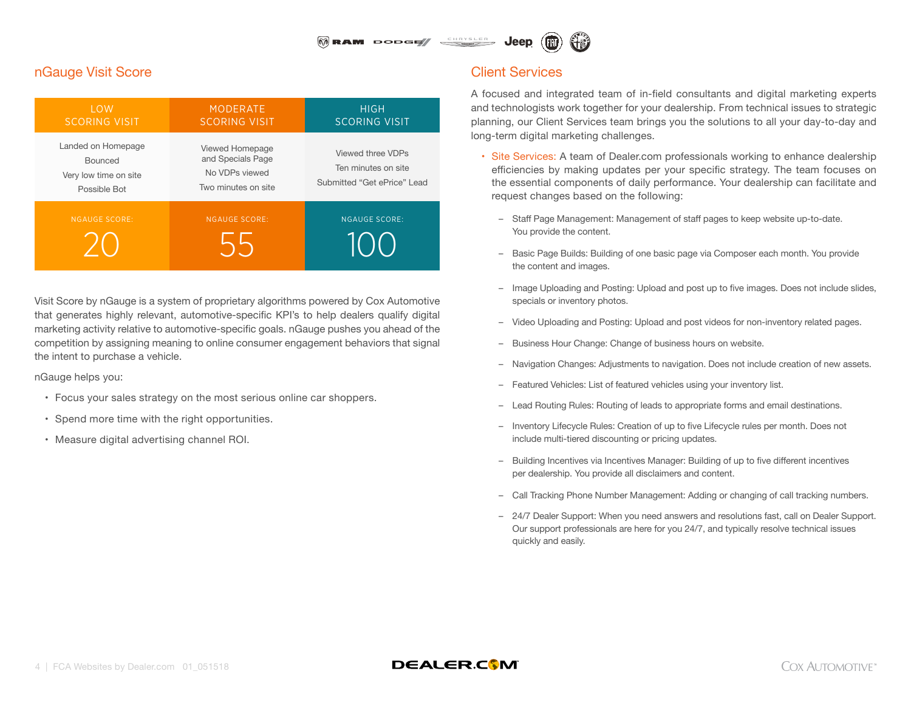## nGauge Visit Score

| LOW SCORING VISIT | MODERATE SCORING VISIT | HIGH SCORING VISIT |
| --- | --- | --- |
| Landed on Homepage<br>Bounced<br>Very low time on site<br>Possible Bot | Viewed Homepage and Specials Page<br>No VDPs viewed<br>Two minutes on site | Viewed three VDPs<br>Ten minutes on site<br>Submitted "Get ePrice" Lead |
| NGAUGE SCORE: 20 | NGAUGE SCORE: 55 | NGAUGE SCORE: 100 |

Visit Score by nGauge is a system of proprietary algorithms powered by Cox Automotive that generates highly relevant, automotive-specific KPI's to help dealers qualify digital marketing activity relative to automotive-specific goals. nGauge pushes you ahead of the competition by assigning meaning to online consumer engagement behaviors that signal the intent to purchase a vehicle.

nGauge helps you:

- Focus your sales strategy on the most serious online car shoppers.
- Spend more time with the right opportunities.
- Measure digital advertising channel ROI.

## Client Services

A focused and integrated team of in-field consultants and digital marketing experts and technologists work together for your dealership. From technical issues to strategic planning, our Client Services team brings you the solutions to all your day-to-day and long-term digital marketing challenges.

- Site Services: A team of Dealer.com professionals working to enhance dealership efficiencies by making updates per your specific strategy. The team focuses on the essential components of daily performance. Your dealership can facilitate and request changes based on the following:
  - Staff Page Management: Management of staff pages to keep website up-to-date. You provide the content.
  - Basic Page Builds: Building of one basic page via Composer each month. You provide the content and images.
  - Image Uploading and Posting: Upload and post up to five images. Does not include slides, specials or inventory photos.
  - Video Uploading and Posting: Upload and post videos for non-inventory related pages.
  - Business Hour Change: Change of business hours on website.
  - Navigation Changes: Adjustments to navigation. Does not include creation of new assets.
  - Featured Vehicles: List of featured vehicles using your inventory list.
  - Lead Routing Rules: Routing of leads to appropriate forms and email destinations.
  - Inventory Lifecycle Rules: Creation of up to five Lifecycle rules per month. Does not include multi-tiered discounting or pricing updates.
  - Building Incentives via Incentives Manager: Building of up to five different incentives per dealership. You provide all disclaimers and content.
  - Call Tracking Phone Number Management: Adding or changing of call tracking numbers.
  - 24/7 Dealer Support: When you need answers and resolutions fast, call on Dealer Support. Our support professionals are here for you 24/7, and typically resolve technical issues quickly and easily.